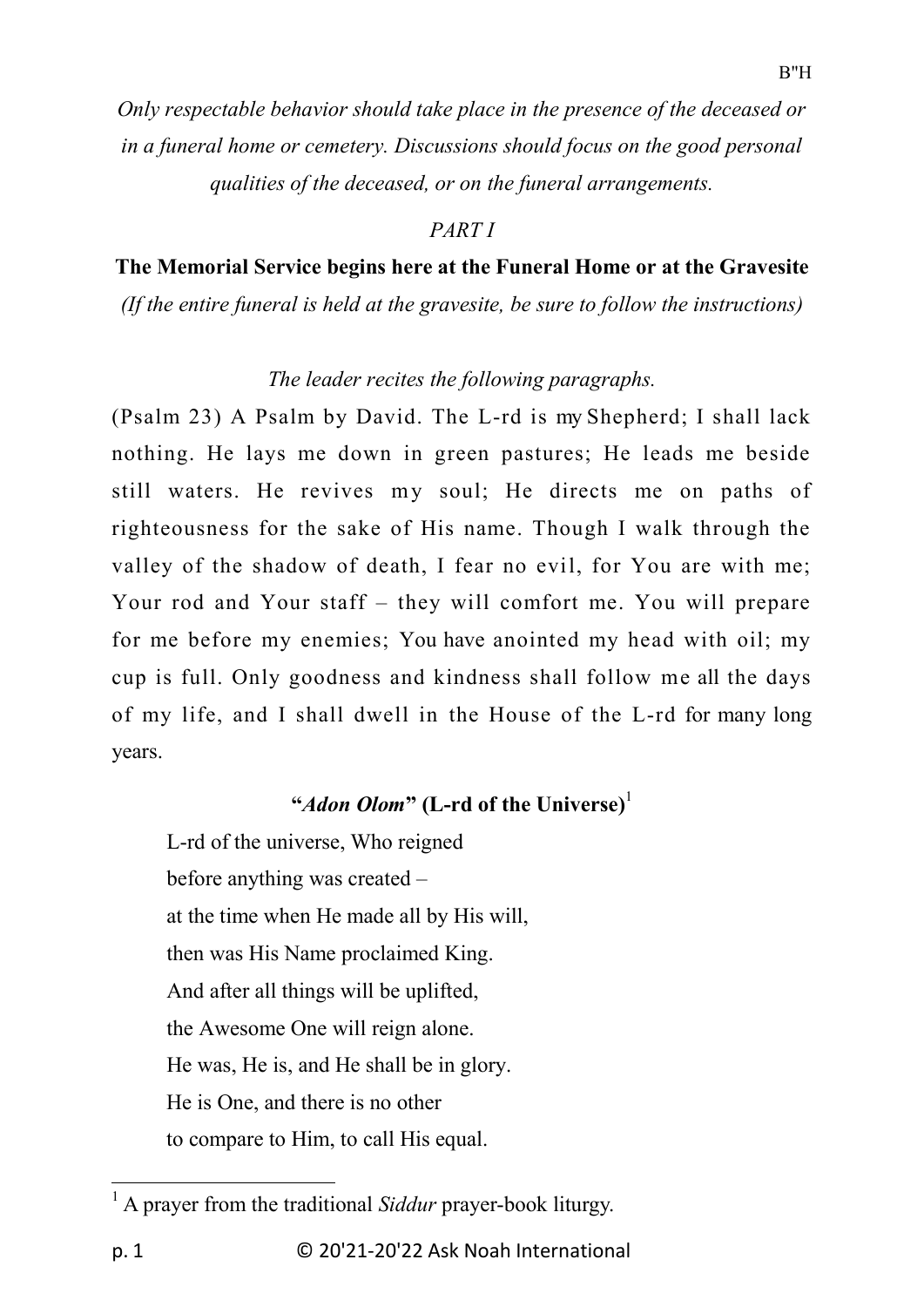B"H

*Only respectable behavior should take place in the presence of the deceased or in a funeral home or cemetery. Discussions should focus on the good personal qualities of the deceased, or on the funeral arrangements.*

*PART I*

**The Memorial Service begins here at the Funeral Home or at the Gravesite**

*(If the entire funeral is held at the gravesite, be sure to follow the instructions)*

*The leader recites the following paragraphs.*

(Psalm 23) A Psalm by David. The L-rd is my Shepherd; I shall lack nothing. He lays me down in green pastures; He leads me beside still waters. He revives my soul; He directs me on paths of righteousness for the sake of His name. Though I walk through the valley of the shadow of death, I fear no evil, for You are with me; Your rod and Your staff – they will comfort me. You will prepare for me before my enemies; You have anointed my head with oil; my cup is full. Only goodness and kindness shall follow me all the days of my life, and I shall dwell in the House of the L-rd for many long years.

**"*Adon Olom*" (L-rd of the Universe)**[1]

L-rd of the universe, Who reigned
before anything was created –
at the time when He made all by His will,
then was His Name proclaimed King.
And after all things will be uplifted,
the Awesome One will reign alone.
He was, He is, and He shall be in glory.
He is One, and there is no other
to compare to Him, to call His equal.

[1] A prayer from the traditional *Siddur* prayer-book liturgy.

© 20'21-20'22 Ask Noah International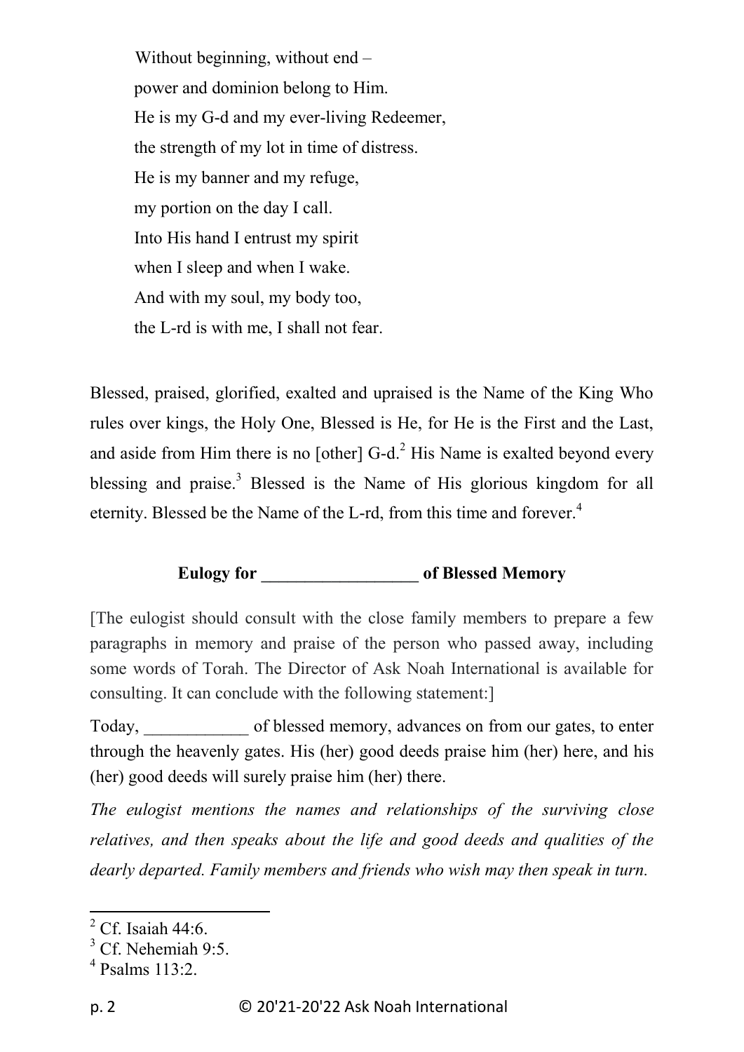Without beginning, without end –
power and dominion belong to Him.
He is my G-d and my ever-living Redeemer,
the strength of my lot in time of distress.
He is my banner and my refuge,
my portion on the day I call.
Into His hand I entrust my spirit
when I sleep and when I wake.
And with my soul, my body too,
the L-rd is with me, I shall not fear.

Blessed, praised, glorified, exalted and upraised is the Name of the King Who rules over kings, the Holy One, Blessed is He, for He is the First and the Last, and aside from Him there is no [other] G-d.[2] His Name is exalted beyond every blessing and praise.[3] Blessed is the Name of His glorious kingdom for all eternity. Blessed be the Name of the L-rd, from this time and forever.[4]

**Eulogy for __________________ of Blessed Memory**

[The eulogist should consult with the close family members to prepare a few paragraphs in memory and praise of the person who passed away, including some words of Torah. The Director of Ask Noah International is available for consulting. It can conclude with the following statement:]

Today, ____________ of blessed memory, advances on from our gates, to enter through the heavenly gates. His (her) good deeds praise him (her) here, and his (her) good deeds will surely praise him (her) there.

*The eulogist mentions the names and relationships of the surviving close relatives, and then speaks about the life and good deeds and qualities of the dearly departed. Family members and friends who wish may then speak in turn.*

---

[2] Cf. Isaiah 44:6.
[3] Cf. Nehemiah 9:5.
[4] Psalms 113:2.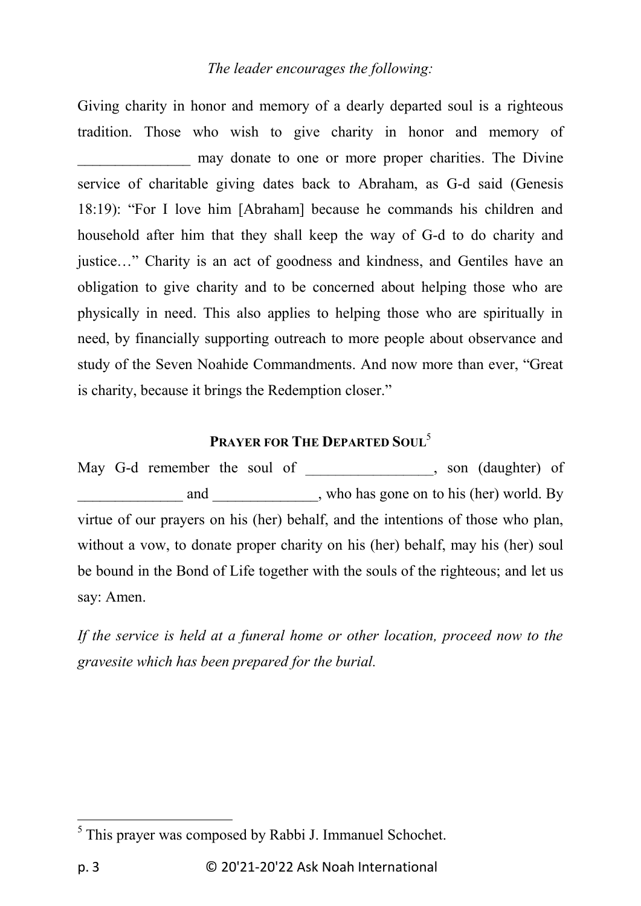*The leader encourages the following:*

Giving charity in honor and memory of a dearly departed soul is a righteous tradition. Those who wish to give charity in honor and memory of _______________ may donate to one or more proper charities. The Divine service of charitable giving dates back to Abraham, as G-d said (Genesis 18:19): "For I love him [Abraham] because he commands his children and household after him that they shall keep the way of G-d to do charity and justice…" Charity is an act of goodness and kindness, and Gentiles have an obligation to give charity and to be concerned about helping those who are physically in need. This also applies to helping those who are spiritually in need, by financially supporting outreach to more people about observance and study of the Seven Noahide Commandments. And now more than ever, "Great is charity, because it brings the Redemption closer."

## PRAYER FOR THE DEPARTED SOUL[5]

May G-d remember the soul of _________________, son (daughter) of ______________ and ______________, who has gone on to his (her) world. By virtue of our prayers on his (her) behalf, and the intentions of those who plan, without a vow, to donate proper charity on his (her) behalf, may his (her) soul be bound in the Bond of Life together with the souls of the righteous; and let us say: Amen.

*If the service is held at a funeral home or other location, proceed now to the gravesite which has been prepared for the burial.*

[5] This prayer was composed by Rabbi J. Immanuel Schochet.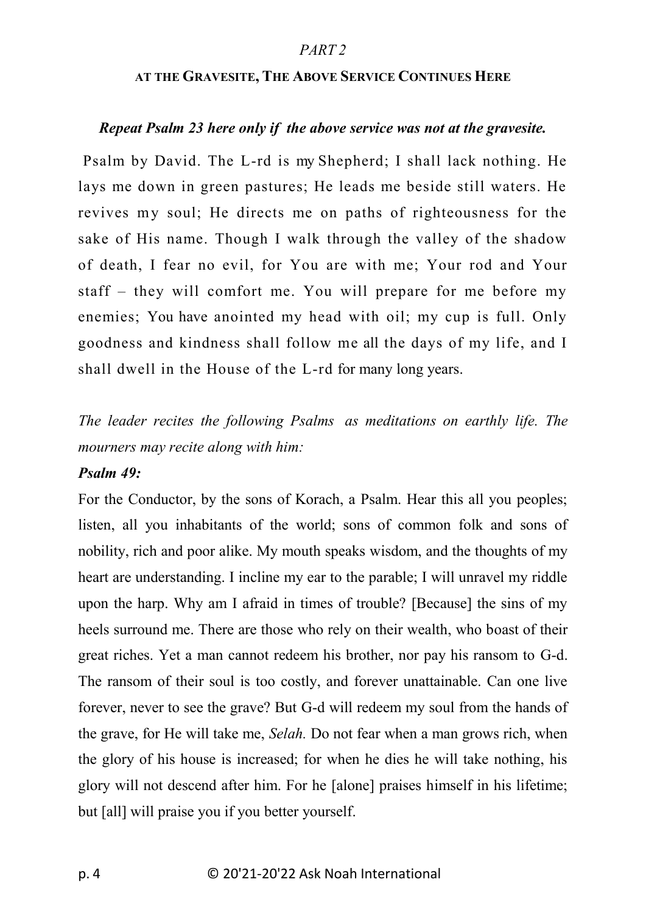*PART 2*

**AT THE GRAVESITE, THE ABOVE SERVICE CONTINUES HERE**

***Repeat Psalm 23 here only if the above service was not at the gravesite.***

Psalm by David. The L-rd is my Shepherd; I shall lack nothing. He lays me down in green pastures; He leads me beside still waters. He revives my soul; He directs me on paths of righteousness for the sake of His name. Though I walk through the valley of the shadow of death, I fear no evil, for You are with me; Your rod and Your staff – they will comfort me. You will prepare for me before my enemies; You have anointed my head with oil; my cup is full. Only goodness and kindness shall follow me all the days of my life, and I shall dwell in the House of the L-rd for many long years.

*The leader recites the following Psalms as meditations on earthly life. The mourners may recite along with him:*

***Psalm 49:***

For the Conductor, by the sons of Korach, a Psalm. Hear this all you peoples; listen, all you inhabitants of the world; sons of common folk and sons of nobility, rich and poor alike. My mouth speaks wisdom, and the thoughts of my heart are understanding. I incline my ear to the parable; I will unravel my riddle upon the harp. Why am I afraid in times of trouble? [Because] the sins of my heels surround me. There are those who rely on their wealth, who boast of their great riches. Yet a man cannot redeem his brother, nor pay his ransom to G-d. The ransom of their soul is too costly, and forever unattainable. Can one live forever, never to see the grave? But G-d will redeem my soul from the hands of the grave, for He will take me, *Selah.* Do not fear when a man grows rich, when the glory of his house is increased; for when he dies he will take nothing, his glory will not descend after him. For he [alone] praises himself in his lifetime; but [all] will praise you if you better yourself.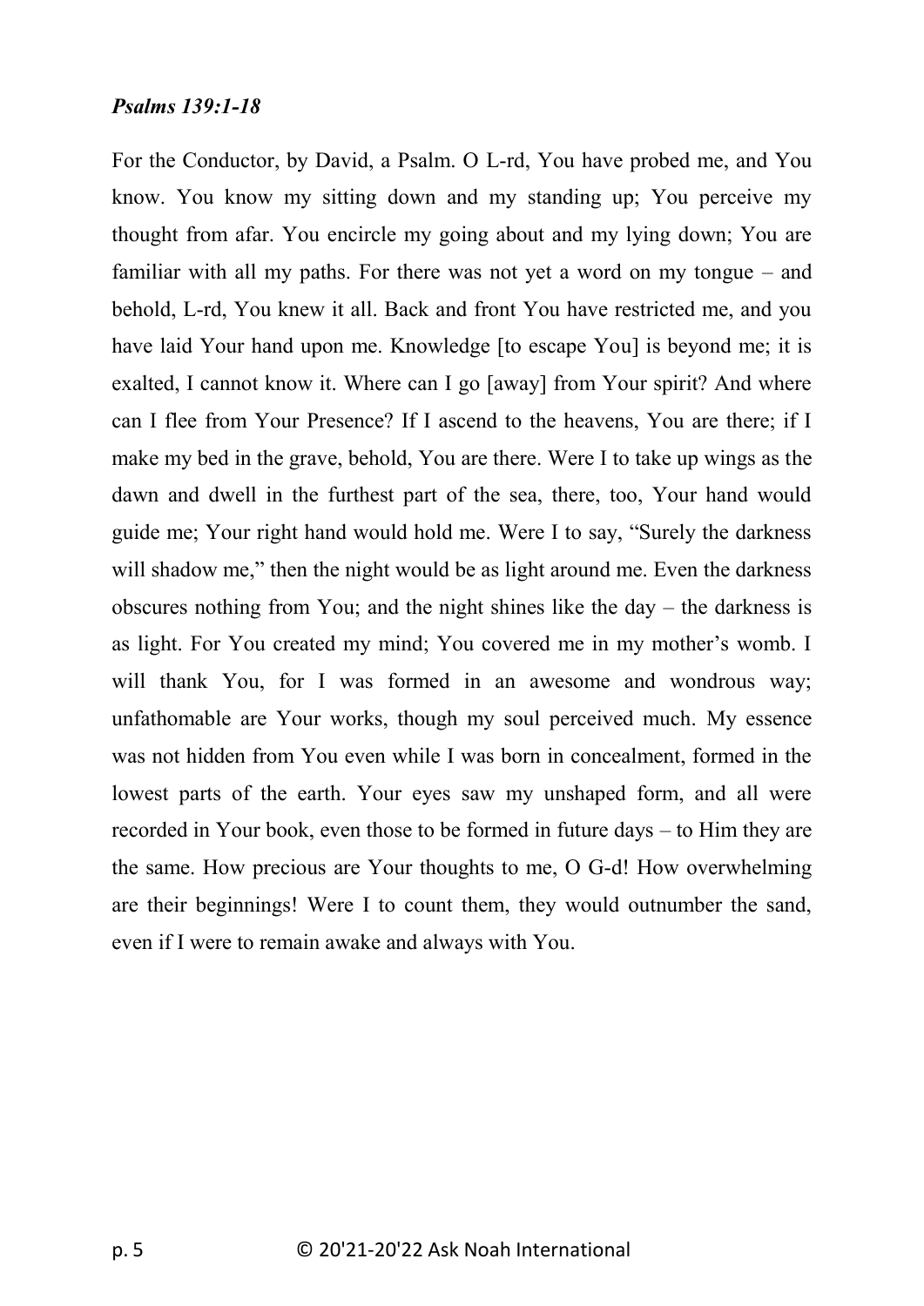***Psalms 139:1-18***

For the Conductor, by David, a Psalm. O L-rd, You have probed me, and You know. You know my sitting down and my standing up; You perceive my thought from afar. You encircle my going about and my lying down; You are familiar with all my paths. For there was not yet a word on my tongue – and behold, L-rd, You knew it all. Back and front You have restricted me, and you have laid Your hand upon me. Knowledge [to escape You] is beyond me; it is exalted, I cannot know it. Where can I go [away] from Your spirit? And where can I flee from Your Presence? If I ascend to the heavens, You are there; if I make my bed in the grave, behold, You are there. Were I to take up wings as the dawn and dwell in the furthest part of the sea, there, too, Your hand would guide me; Your right hand would hold me. Were I to say, "Surely the darkness will shadow me," then the night would be as light around me. Even the darkness obscures nothing from You; and the night shines like the day – the darkness is as light. For You created my mind; You covered me in my mother's womb. I will thank You, for I was formed in an awesome and wondrous way; unfathomable are Your works, though my soul perceived much. My essence was not hidden from You even while I was born in concealment, formed in the lowest parts of the earth. Your eyes saw my unshaped form, and all were recorded in Your book, even those to be formed in future days – to Him they are the same. How precious are Your thoughts to me, O G-d! How overwhelming are their beginnings! Were I to count them, they would outnumber the sand, even if I were to remain awake and always with You.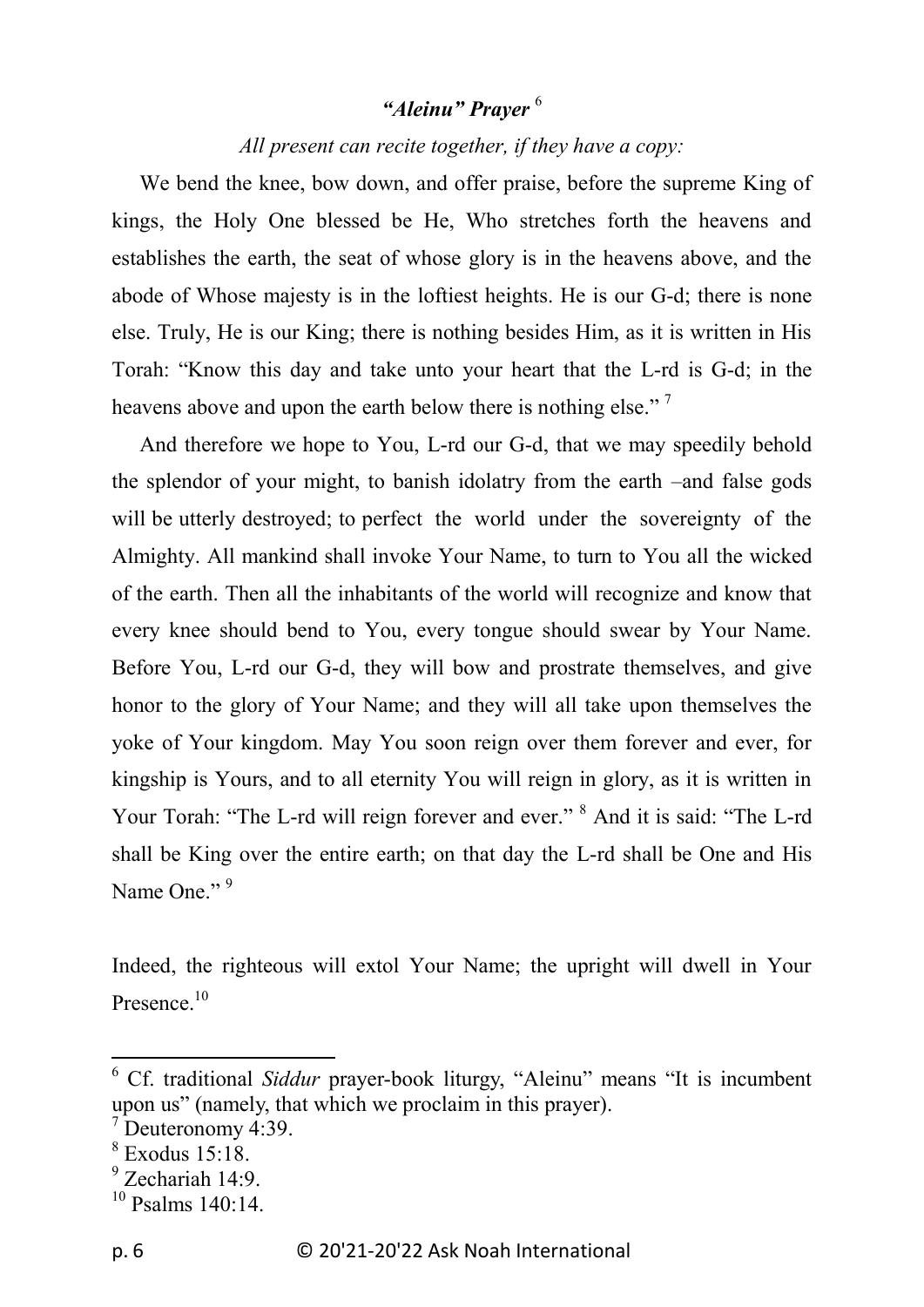### ***"Aleinu" Prayer*** [6]

*All present can recite together, if they have a copy:*

We bend the knee, bow down, and offer praise, before the supreme King of kings, the Holy One blessed be He, Who stretches forth the heavens and establishes the earth, the seat of whose glory is in the heavens above, and the abode of Whose majesty is in the loftiest heights. He is our G-d; there is none else. Truly, He is our King; there is nothing besides Him, as it is written in His Torah: "Know this day and take unto your heart that the L-rd is G-d; in the heavens above and upon the earth below there is nothing else." [7]

And therefore we hope to You, L-rd our G-d, that we may speedily behold the splendor of your might, to banish idolatry from the earth –and false gods will be utterly destroyed; to perfect the world under the sovereignty of the Almighty. All mankind shall invoke Your Name, to turn to You all the wicked of the earth. Then all the inhabitants of the world will recognize and know that every knee should bend to You, every tongue should swear by Your Name. Before You, L-rd our G-d, they will bow and prostrate themselves, and give honor to the glory of Your Name; and they will all take upon themselves the yoke of Your kingdom. May You soon reign over them forever and ever, for kingship is Yours, and to all eternity You will reign in glory, as it is written in Your Torah: "The L-rd will reign forever and ever." [8] And it is said: "The L-rd shall be King over the entire earth; on that day the L-rd shall be One and His Name One." [9]

Indeed, the righteous will extol Your Name; the upright will dwell in Your Presence.[10]

---

[6] Cf. traditional *Siddur* prayer-book liturgy, "Aleinu" means "It is incumbent upon us" (namely, that which we proclaim in this prayer).

[7] Deuteronomy 4:39.

[8] Exodus 15:18.

[9] Zechariah 14:9.

[10] Psalms 140:14.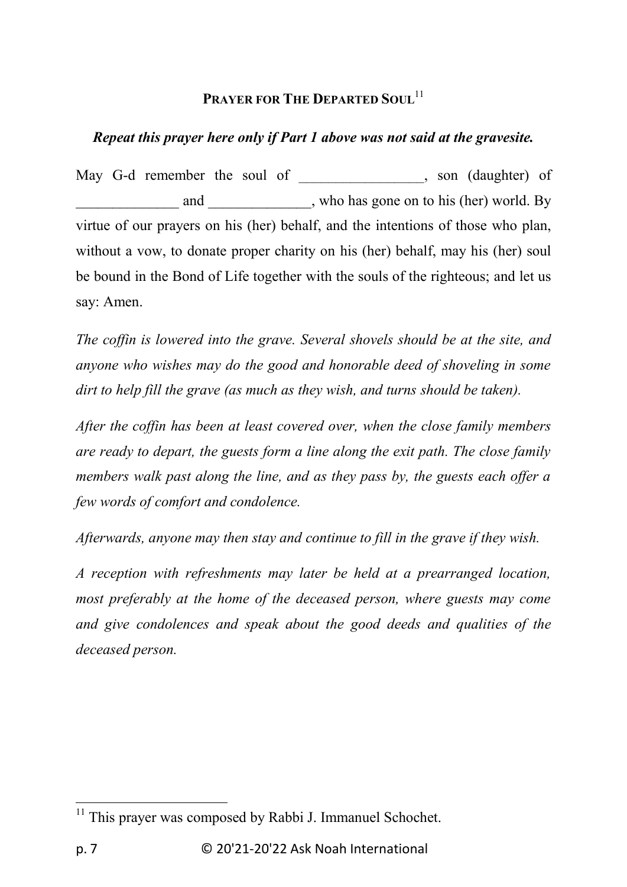## PRAYER FOR THE DEPARTED SOUL[11]

***Repeat this prayer here only if Part 1 above was not said at the gravesite.***

May G-d remember the soul of _________________, son (daughter) of ______________ and ______________, who has gone on to his (her) world. By virtue of our prayers on his (her) behalf, and the intentions of those who plan, without a vow, to donate proper charity on his (her) behalf, may his (her) soul be bound in the Bond of Life together with the souls of the righteous; and let us say: Amen.

*The coffin is lowered into the grave. Several shovels should be at the site, and anyone who wishes may do the good and honorable deed of shoveling in some dirt to help fill the grave (as much as they wish, and turns should be taken).*

*After the coffin has been at least covered over, when the close family members are ready to depart, the guests form a line along the exit path. The close family members walk past along the line, and as they pass by, the guests each offer a few words of comfort and condolence.*

*Afterwards, anyone may then stay and continue to fill in the grave if they wish.*

*A reception with refreshments may later be held at a prearranged location, most preferably at the home of the deceased person, where guests may come and give condolences and speak about the good deeds and qualities of the deceased person.*

---

[11] This prayer was composed by Rabbi J. Immanuel Schochet.

© 20'21-20'22 Ask Noah International